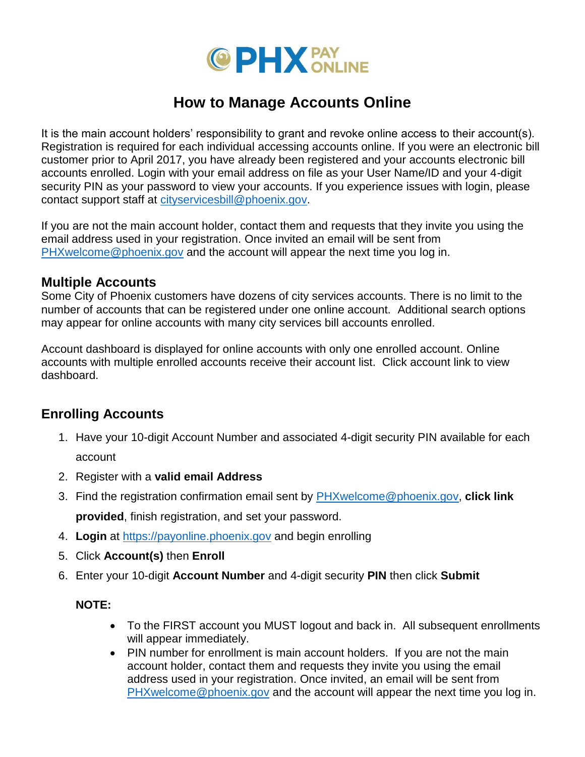PHX PAY ONLINE

# How to Manage Accounts Online

It is the main account holders' responsibility to grant and revoke online access to their account(s). Registration is required for each individual accessing accounts online. If you were an electronic bill customer prior to April 2017, you have already been registered and your accounts electronic bill accounts enrolled. Login with your email address on file as your User Name/ID and your 4-digit security PIN as your password to view your accounts. If you experience issues with login, please contact support staff at cityservicesbill@phoenix.gov.

If you are not the main account holder, contact them and requests that they invite you using the email address used in your registration. Once invited an email will be sent from PHXwelcome@phoenix.gov and the account will appear the next time you log in.

## Multiple Accounts

Some City of Phoenix customers have dozens of city services accounts. There is no limit to the number of accounts that can be registered under one online account. Additional search options may appear for online accounts with many city services bill accounts enrolled.

Account dashboard is displayed for online accounts with only one enrolled account. Online accounts with multiple enrolled accounts receive their account list. Click account link to view dashboard.

## Enrolling Accounts

1. Have your 10-digit Account Number and associated 4-digit security PIN available for each account
2. Register with a **valid email Address**
3. Find the registration confirmation email sent by PHXwelcome@phoenix.gov, **click link provided**, finish registration, and set your password.
4. **Login** at https://payonline.phoenix.gov and begin enrolling
5. Click **Account(s)** then **Enroll**
6. Enter your 10-digit **Account Number** and 4-digit security **PIN** then click **Submit**

**NOTE:**

- To the FIRST account you MUST logout and back in. All subsequent enrollments will appear immediately.
- PIN number for enrollment is main account holders. If you are not the main account holder, contact them and requests they invite you using the email address used in your registration. Once invited, an email will be sent from PHXwelcome@phoenix.gov and the account will appear the next time you log in.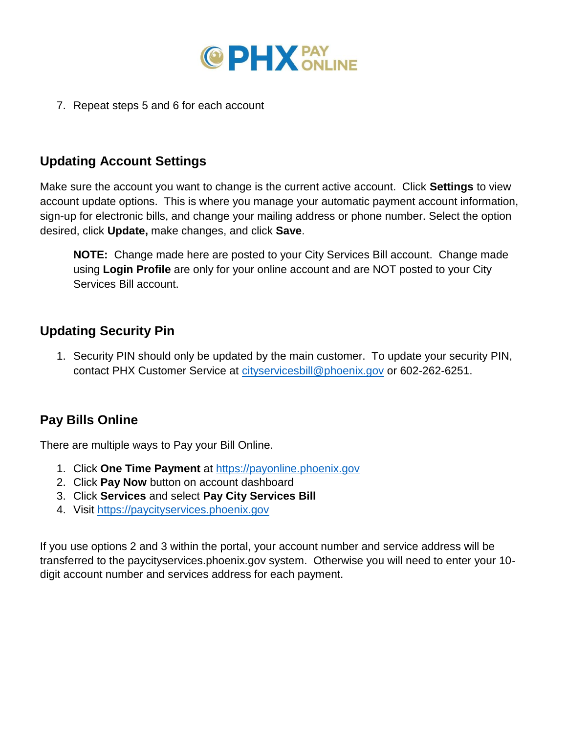7. Repeat steps 5 and 6 for each account

## Updating Account Settings

Make sure the account you want to change is the current active account. Click **Settings** to view account update options. This is where you manage your automatic payment account information, sign-up for electronic bills, and change your mailing address or phone number. Select the option desired, click **Update,** make changes, and click **Save**.

> **NOTE:** Change made here are posted to your City Services Bill account. Change made using **Login Profile** are only for your online account and are NOT posted to your City Services Bill account.

## Updating Security Pin

1. Security PIN should only be updated by the main customer. To update your security PIN, contact PHX Customer Service at [cityservicesbill@phoenix.gov](mailto:cityservicesbill@phoenix.gov) or 602-262-6251.

## Pay Bills Online

There are multiple ways to Pay your Bill Online.

1. Click **One Time Payment** at [https://payonline.phoenix.gov](https://payonline.phoenix.gov)
2. Click **Pay Now** button on account dashboard
3. Click **Services** and select **Pay City Services Bill**
4. Visit [https://paycityservices.phoenix.gov](https://paycityservices.phoenix.gov)

If you use options 2 and 3 within the portal, your account number and service address will be transferred to the paycityservices.phoenix.gov system. Otherwise you will need to enter your 10-digit account number and services address for each payment.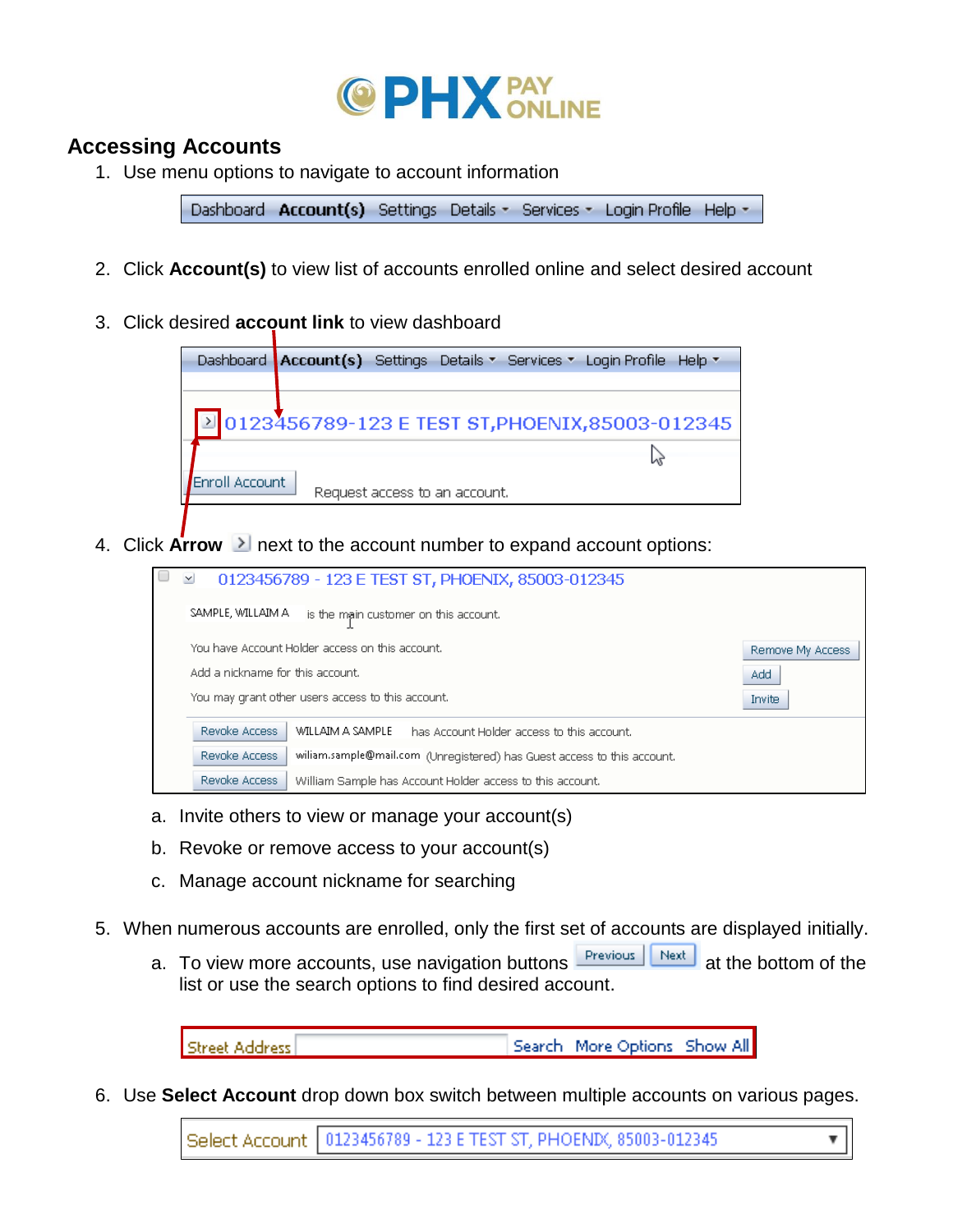# PHX PAY ONLINE

## Accessing Accounts

1. Use menu options to navigate to account information

   Dashboard **Account(s)** Settings Details ▾ Services ▾ Login Profile Help ▾

2. Click **Account(s)** to view list of accounts enrolled online and select desired account

3. Click desired **account link** to view dashboard

   Dashboard **Account(s)** Settings Details ▾ Services ▾ Login Profile Help ▾

   0123456789-123 E TEST ST,PHOENIX,85003-012345

   Enroll Account — Request access to an account.

4. Click **Arrow** next to the account number to expand account options:

   0123456789 - 123 E TEST ST, PHOENIX, 85003-012345

   SAMPLE, WILLAIM A is the main customer on this account.

   | | |
   |---|---|
   | You have Account Holder access on this account. | Remove My Access |
   | Add a nickname for this account. | Add |
   | You may grant other users access to this account. | Invite |

   | | |
   |---|---|
   | Revoke Access | WILLAIM A SAMPLE has Account Holder access to this account. |
   | Revoke Access | wiliam.sample@mail.com (Unregistered) has Guest access to this account. |
   | Revoke Access | William Sample has Account Holder access to this account. |

   a. Invite others to view or manage your account(s)
   b. Revoke or remove access to your account(s)
   c. Manage account nickname for searching

5. When numerous accounts are enrolled, only the first set of accounts are displayed initially.

   a. To view more accounts, use navigation buttons Previous Next at the bottom of the list or use the search options to find desired account.

   Street Address [ ] Search More Options Show All

6. Use **Select Account** drop down box switch between multiple accounts on various pages.

   Select Account [0123456789 - 123 E TEST ST, PHOENIX, 85003-012345 ▾]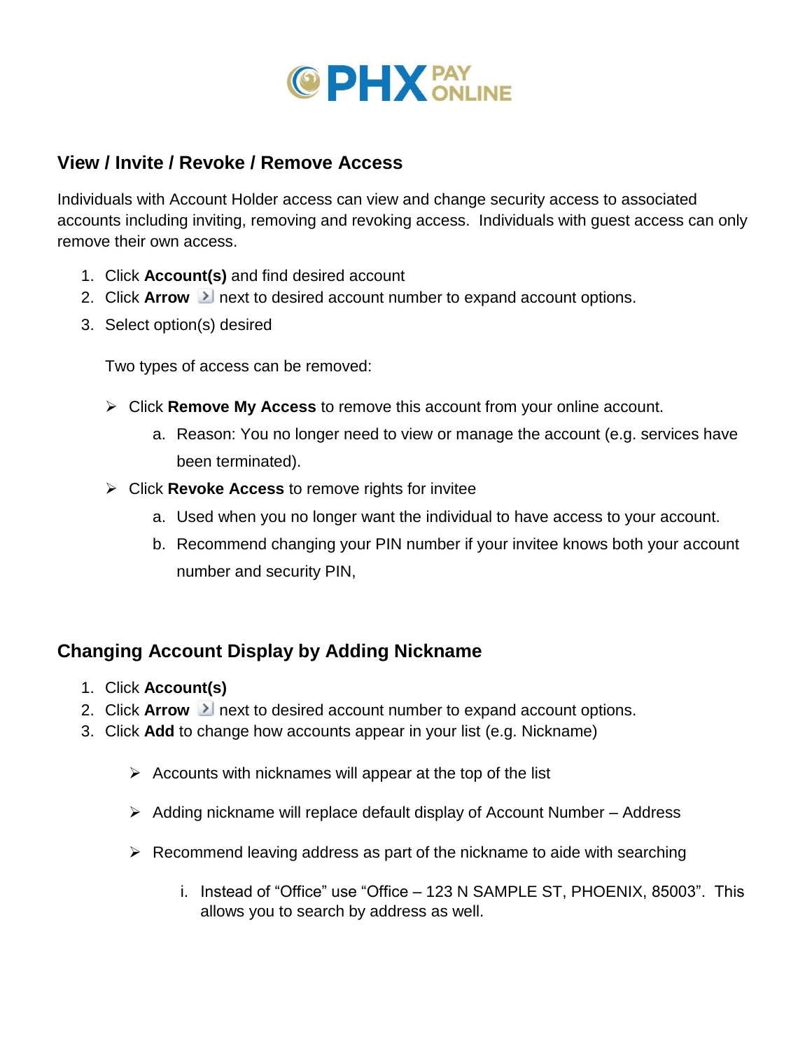PHX PAY ONLINE

## View / Invite / Revoke / Remove Access

Individuals with Account Holder access can view and change security access to associated accounts including inviting, removing and revoking access. Individuals with guest access can only remove their own access.

1. Click **Account(s)** and find desired account
2. Click **Arrow** next to desired account number to expand account options.
3. Select option(s) desired

   Two types of access can be removed:

   - Click **Remove My Access** to remove this account from your online account.
     a. Reason: You no longer need to view or manage the account (e.g. services have been terminated).
   - Click **Revoke Access** to remove rights for invitee
     a. Used when you no longer want the individual to have access to your account.
     b. Recommend changing your PIN number if your invitee knows both your account number and security PIN,

## Changing Account Display by Adding Nickname

1. Click **Account(s)**
2. Click **Arrow** next to desired account number to expand account options.
3. Click **Add** to change how accounts appear in your list (e.g. Nickname)

   - Accounts with nicknames will appear at the top of the list
   - Adding nickname will replace default display of Account Number – Address
   - Recommend leaving address as part of the nickname to aide with searching
     i. Instead of “Office” use “Office – 123 N SAMPLE ST, PHOENIX, 85003”. This allows you to search by address as well.